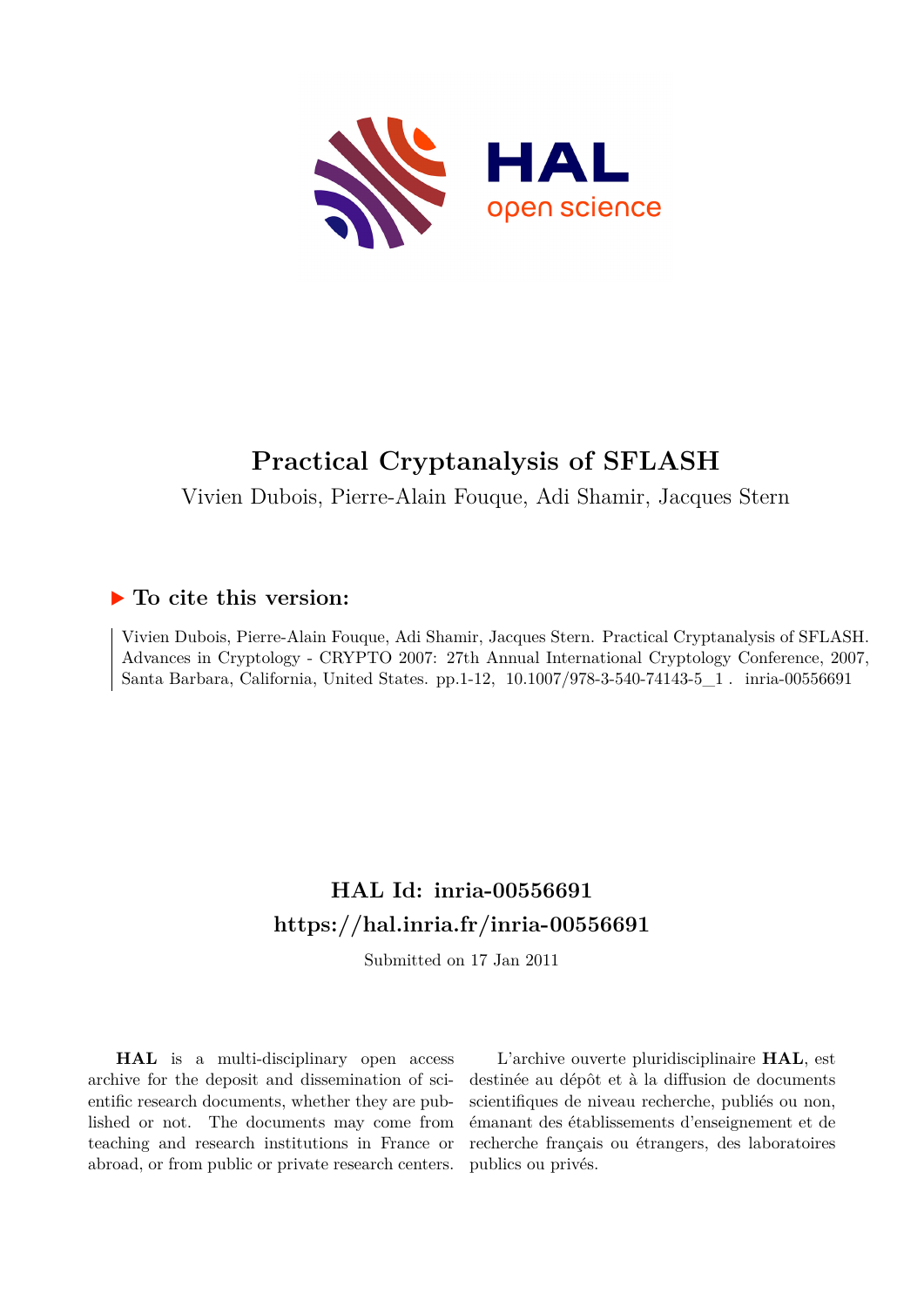# Practical Cryptanalysis of SFLASH

Vivien Dubois, Pierre-Alain Fouque, Adi Shamir, Jacques Stern

## ▶ To cite this version:

Vivien Dubois, Pierre-Alain Fouque, Adi Shamir, Jacques Stern. Practical Cryptanalysis of SFLASH. Advances in Cryptology - CRYPTO 2007: 27th Annual International Cryptology Conference, 2007, Santa Barbara, California, United States. pp.1-12, 10.1007/978-3-540-74143-5_1 . inria-00556691

## HAL Id: inria-00556691

## https://hal.inria.fr/inria-00556691

Submitted on 17 Jan 2011

**HAL** is a multi-disciplinary open access archive for the deposit and dissemination of scientific research documents, whether they are published or not. The documents may come from teaching and research institutions in France or abroad, or from public or private research centers.

L'archive ouverte pluridisciplinaire **HAL**, est destinée au dépôt et à la diffusion de documents scientifiques de niveau recherche, publiés ou non, émanant des établissements d'enseignement et de recherche français ou étrangers, des laboratoires publics ou privés.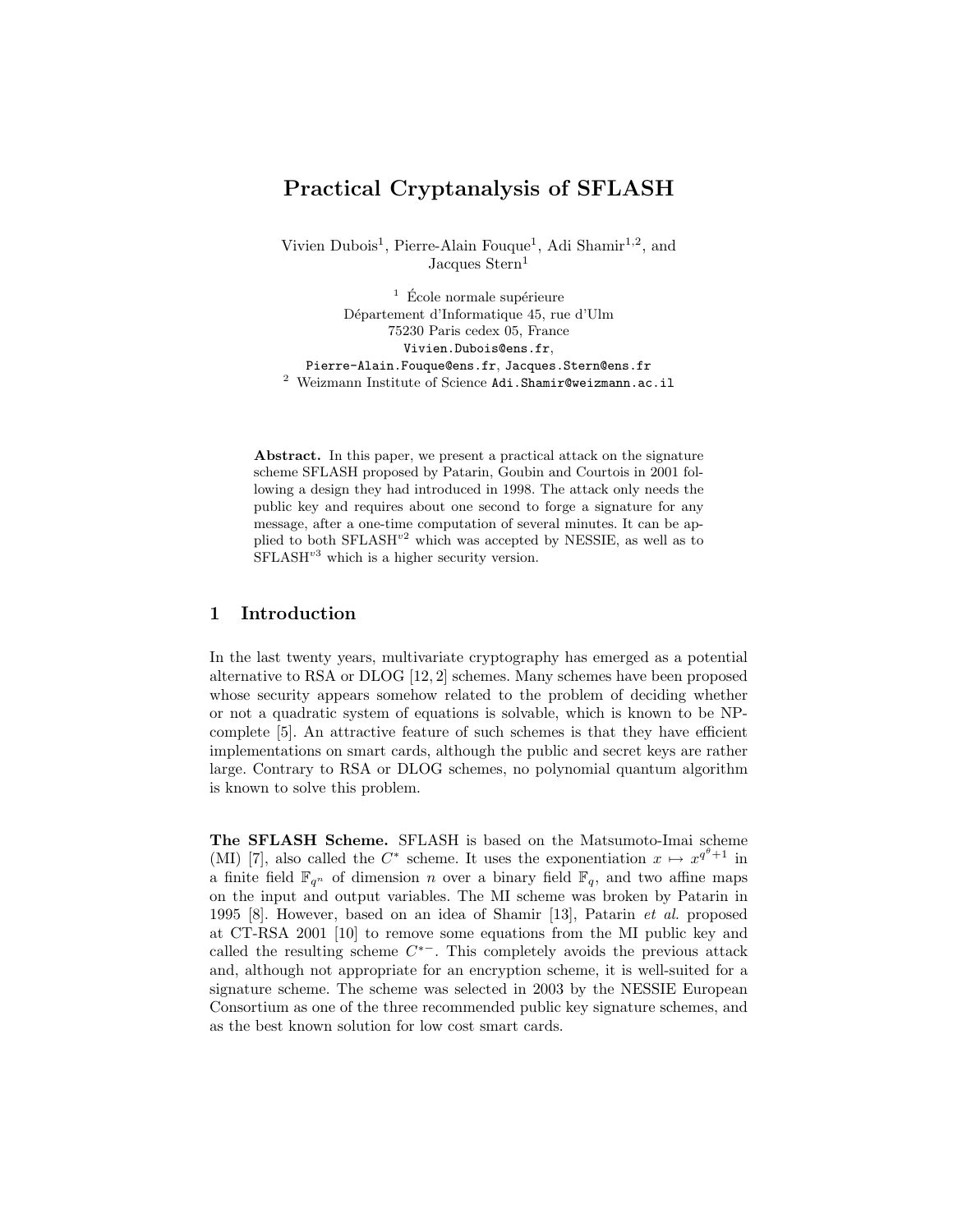# Practical Cryptanalysis of SFLASH

Vivien Dubois[1], Pierre-Alain Fouque[1], Adi Shamir[1,2], and Jacques Stern[1]

[1] École normale supérieure  
Département d'Informatique 45, rue d'Ulm  
75230 Paris cedex 05, France  
Vivien.Dubois@ens.fr,  
Pierre-Alain.Fouque@ens.fr, Jacques.Stern@ens.fr  
[2] Weizmann Institute of Science Adi.Shamir@weizmann.ac.il

**Abstract.** In this paper, we present a practical attack on the signature scheme SFLASH proposed by Patarin, Goubin and Courtois in 2001 following a design they had introduced in 1998. The attack only needs the public key and requires about one second to forge a signature for any message, after a one-time computation of several minutes. It can be applied to both SFLASH$^{v2}$ which was accepted by NESSIE, as well as to SFLASH$^{v3}$ which is a higher security version.

## 1 Introduction

In the last twenty years, multivariate cryptography has emerged as a potential alternative to RSA or DLOG [12, 2] schemes. Many schemes have been proposed whose security appears somehow related to the problem of deciding whether or not a quadratic system of equations is solvable, which is known to be NP-complete [5]. An attractive feature of such schemes is that they have efficient implementations on smart cards, although the public and secret keys are rather large. Contrary to RSA or DLOG schemes, no polynomial quantum algorithm is known to solve this problem.

**The SFLASH Scheme.** SFLASH is based on the Matsumoto-Imai scheme (MI) [7], also called the $C^*$ scheme. It uses the exponentiation $x \mapsto x^{q^\theta+1}$ in a finite field $\mathbb{F}_{q^n}$ of dimension $n$ over a binary field $\mathbb{F}_q$, and two affine maps on the input and output variables. The MI scheme was broken by Patarin in 1995 [8]. However, based on an idea of Shamir [13], Patarin *et al.* proposed at CT-RSA 2001 [10] to remove some equations from the MI public key and called the resulting scheme $C^{*-}$. This completely avoids the previous attack and, although not appropriate for an encryption scheme, it is well-suited for a signature scheme. The scheme was selected in 2003 by the NESSIE European Consortium as one of the three recommended public key signature schemes, and as the best known solution for low cost smart cards.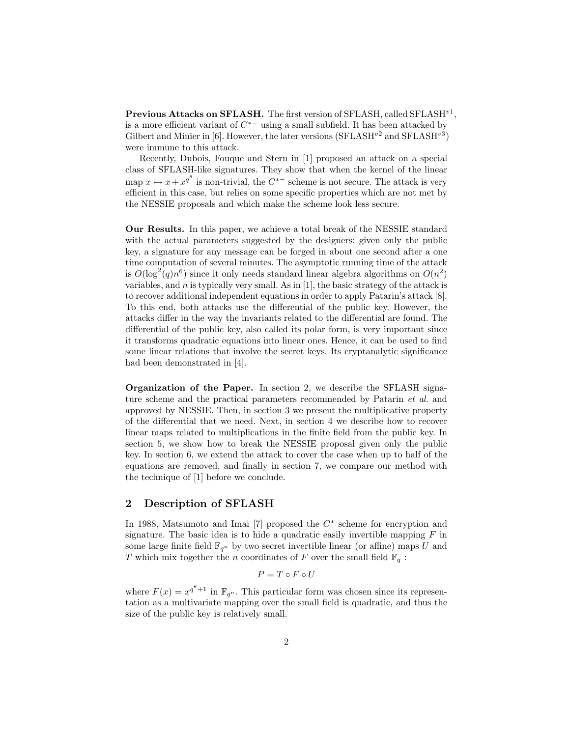**Previous Attacks on SFLASH.** The first version of SFLASH, called SFLASH$^{v1}$, is a more efficient variant of $C^{*-}$ using a small subfield. It has been attacked by Gilbert and Minier in [6]. However, the later versions (SFLASH$^{v2}$ and SFLASH$^{v3}$) were immune to this attack.

Recently, Dubois, Fouque and Stern in [1] proposed an attack on a special class of SFLASH-like signatures. They show that when the kernel of the linear map $x \mapsto x + x^{q^\theta}$ is non-trivial, the $C^{*-}$ scheme is not secure. The attack is very efficient in this case, but relies on some specific properties which are not met by the NESSIE proposals and which make the scheme look less secure.

**Our Results.** In this paper, we achieve a total break of the NESSIE standard with the actual parameters suggested by the designers: given only the public key, a signature for any message can be forged in about one second after a one time computation of several minutes. The asymptotic running time of the attack is $O(\log^2(q)n^6)$ since it only needs standard linear algebra algorithms on $O(n^2)$ variables, and $n$ is typically very small. As in [1], the basic strategy of the attack is to recover additional independent equations in order to apply Patarin's attack [8]. To this end, both attacks use the differential of the public key. However, the attacks differ in the way the invariants related to the differential are found. The differential of the public key, also called its polar form, is very important since it transforms quadratic equations into linear ones. Hence, it can be used to find some linear relations that involve the secret keys. Its cryptanalytic significance had been demonstrated in [4].

**Organization of the Paper.** In section 2, we describe the SFLASH signature scheme and the practical parameters recommended by Patarin *et al.* and approved by NESSIE. Then, in section 3 we present the multiplicative property of the differential that we need. Next, in section 4 we describe how to recover linear maps related to multiplications in the finite field from the public key. In section 5, we show how to break the NESSIE proposal given only the public key. In section 6, we extend the attack to cover the case when up to half of the equations are removed, and finally in section 7, we compare our method with the technique of [1] before we conclude.

## 2 Description of SFLASH

In 1988, Matsumoto and Imai [7] proposed the $C^*$ scheme for encryption and signature. The basic idea is to hide a quadratic easily invertible mapping $F$ in some large finite field $\mathbb{F}_{q^n}$ by two secret invertible linear (or affine) maps $U$ and $T$ which mix together the $n$ coordinates of $F$ over the small field $\mathbb{F}_q$ :

$$P = T \circ F \circ U$$

where $F(x) = x^{q^\theta+1}$ in $\mathbb{F}_{q^n}$. This particular form was chosen since its representation as a multivariate mapping over the small field is quadratic, and thus the size of the public key is relatively small.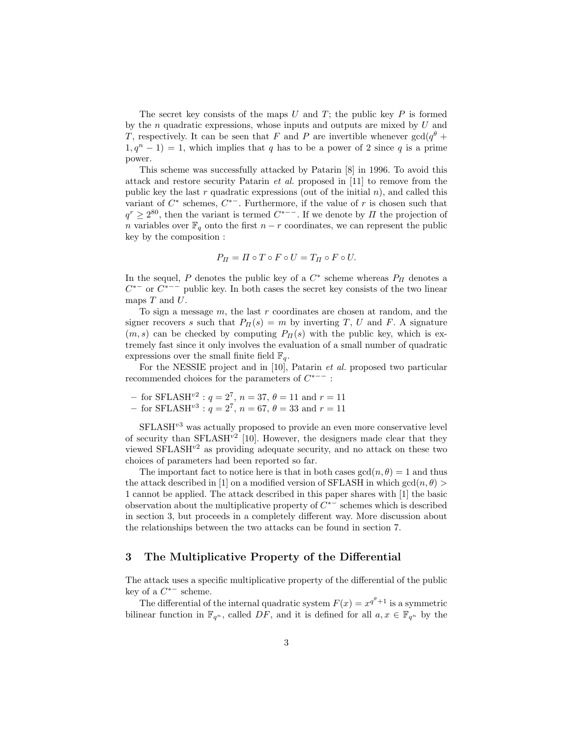The secret key consists of the maps $U$ and $T$; the public key $P$ is formed by the $n$ quadratic expressions, whose inputs and outputs are mixed by $U$ and $T$, respectively. It can be seen that $F$ and $P$ are invertible whenever $\gcd(q^\theta + 1, q^n - 1) = 1$, which implies that $q$ has to be a power of 2 since $q$ is a prime power.

This scheme was successfully attacked by Patarin [8] in 1996. To avoid this attack and restore security Patarin *et al.* proposed in [11] to remove from the public key the last $r$ quadratic expressions (out of the initial $n$), and called this variant of $C^*$ schemes, $C^{*-}$. Furthermore, if the value of $r$ is chosen such that $q^r \geq 2^{80}$, then the variant is termed $C^{*--}$. If we denote by $\Pi$ the projection of $n$ variables over $\mathbb{F}_q$ onto the first $n - r$ coordinates, we can represent the public key by the composition :

$$P_\Pi = \Pi \circ T \circ F \circ U = T_\Pi \circ F \circ U.$$

In the sequel, $P$ denotes the public key of a $C^*$ scheme whereas $P_\Pi$ denotes a $C^{*-}$ or $C^{*--}$ public key. In both cases the secret key consists of the two linear maps $T$ and $U$.

To sign a message $m$, the last $r$ coordinates are chosen at random, and the signer recovers $s$ such that $P_\Pi(s) = m$ by inverting $T$, $U$ and $F$. A signature $(m, s)$ can be checked by computing $P_\Pi(s)$ with the public key, which is extremely fast since it only involves the evaluation of a small number of quadratic expressions over the small finite field $\mathbb{F}_q$.

For the NESSIE project and in [10], Patarin *et al.* proposed two particular recommended choices for the parameters of $C^{*--}$ :

- for SFLASH$^{v2}$ : $q = 2^7$, $n = 37$, $\theta = 11$ and $r = 11$
- for SFLASH$^{v3}$ : $q = 2^7$, $n = 67$, $\theta = 33$ and $r = 11$

SFLASH$^{v3}$ was actually proposed to provide an even more conservative level of security than SFLASH$^{v2}$ [10]. However, the designers made clear that they viewed SFLASH$^{v2}$ as providing adequate security, and no attack on these two choices of parameters had been reported so far.

The important fact to notice here is that in both cases $\gcd(n, \theta) = 1$ and thus the attack described in [1] on a modified version of SFLASH in which $\gcd(n, \theta) > 1$ cannot be applied. The attack described in this paper shares with [1] the basic observation about the multiplicative property of $C^{*-}$ schemes which is described in section 3, but proceeds in a completely different way. More discussion about the relationships between the two attacks can be found in section 7.

## 3 The Multiplicative Property of the Differential

The attack uses a specific multiplicative property of the differential of the public key of a $C^{*-}$ scheme.

The differential of the internal quadratic system $F(x) = x^{q^\theta + 1}$ is a symmetric bilinear function in $\mathbb{F}_{q^n}$, called $DF$, and it is defined for all $a, x \in \mathbb{F}_{q^n}$ by the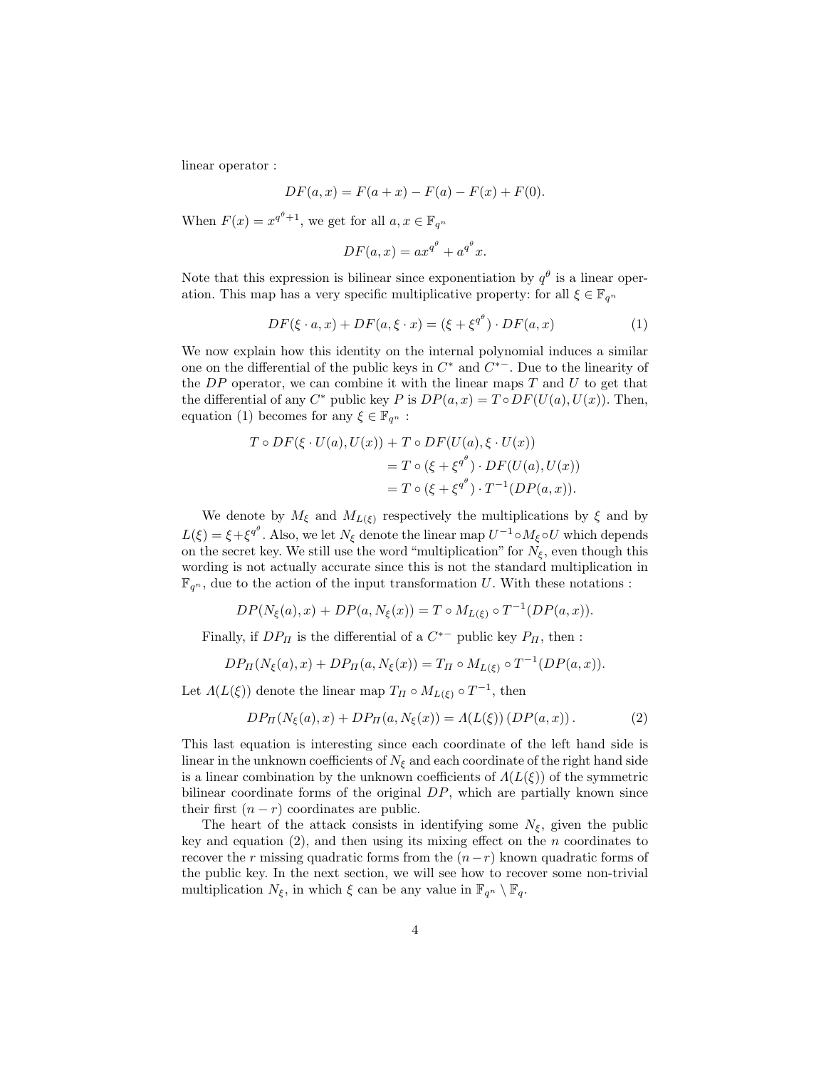linear operator :

$$DF(a,x) = F(a+x) - F(a) - F(x) + F(0).$$

When $F(x) = x^{q^\theta+1}$, we get for all $a, x \in \mathbb{F}_{q^n}$

$$DF(a,x) = ax^{q^\theta} + a^{q^\theta}x.$$

Note that this expression is bilinear since exponentiation by $q^\theta$ is a linear operation. This map has a very specific multiplicative property: for all $\xi \in \mathbb{F}_{q^n}$

$$DF(\xi \cdot a, x) + DF(a, \xi \cdot x) = (\xi + \xi^{q^\theta}) \cdot DF(a,x) \tag{1}$$

We now explain how this identity on the internal polynomial induces a similar one on the differential of the public keys in $C^*$ and $C^{*-}$. Due to the linearity of the $DP$ operator, we can combine it with the linear maps $T$ and $U$ to get that the differential of any $C^*$ public key $P$ is $DP(a,x) = T \circ DF(U(a), U(x))$. Then, equation (1) becomes for any $\xi \in \mathbb{F}_{q^n}$ :

$$\begin{aligned}
T \circ DF(\xi \cdot U(a), U(x)) + T \circ DF(U(a), \xi \cdot U(x)) \\
&= T \circ (\xi + \xi^{q^\theta}) \cdot DF(U(a), U(x)) \\
&= T \circ (\xi + \xi^{q^\theta}) \cdot T^{-1}(DP(a,x)).
\end{aligned}$$

We denote by $M_\xi$ and $M_{L(\xi)}$ respectively the multiplications by $\xi$ and by $L(\xi) = \xi + \xi^{q^\theta}$. Also, we let $N_\xi$ denote the linear map $U^{-1} \circ M_\xi \circ U$ which depends on the secret key. We still use the word "multiplication" for $N_\xi$, even though this wording is not actually accurate since this is not the standard multiplication in $\mathbb{F}_{q^n}$, due to the action of the input transformation $U$. With these notations :

$$DP(N_\xi(a), x) + DP(a, N_\xi(x)) = T \circ M_{L(\xi)} \circ T^{-1}(DP(a,x)).$$

Finally, if $DP_\Pi$ is the differential of a $C^{*-}$ public key $P_\Pi$, then :

$$DP_\Pi(N_\xi(a), x) + DP_\Pi(a, N_\xi(x)) = T_\Pi \circ M_{L(\xi)} \circ T^{-1}(DP(a,x)).$$

Let $\Lambda(L(\xi))$ denote the linear map $T_\Pi \circ M_{L(\xi)} \circ T^{-1}$, then

$$DP_\Pi(N_\xi(a), x) + DP_\Pi(a, N_\xi(x)) = \Lambda(L(\xi))\,(DP(a,x))\,. \tag{2}$$

This last equation is interesting since each coordinate of the left hand side is linear in the unknown coefficients of $N_\xi$ and each coordinate of the right hand side is a linear combination by the unknown coefficients of $\Lambda(L(\xi))$ of the symmetric bilinear coordinate forms of the original $DP$, which are partially known since their first $(n-r)$ coordinates are public.

The heart of the attack consists in identifying some $N_\xi$, given the public key and equation (2), and then using its mixing effect on the $n$ coordinates to recover the $r$ missing quadratic forms from the $(n-r)$ known quadratic forms of the public key. In the next section, we will see how to recover some non-trivial multiplication $N_\xi$, in which $\xi$ can be any value in $\mathbb{F}_{q^n} \setminus \mathbb{F}_q$.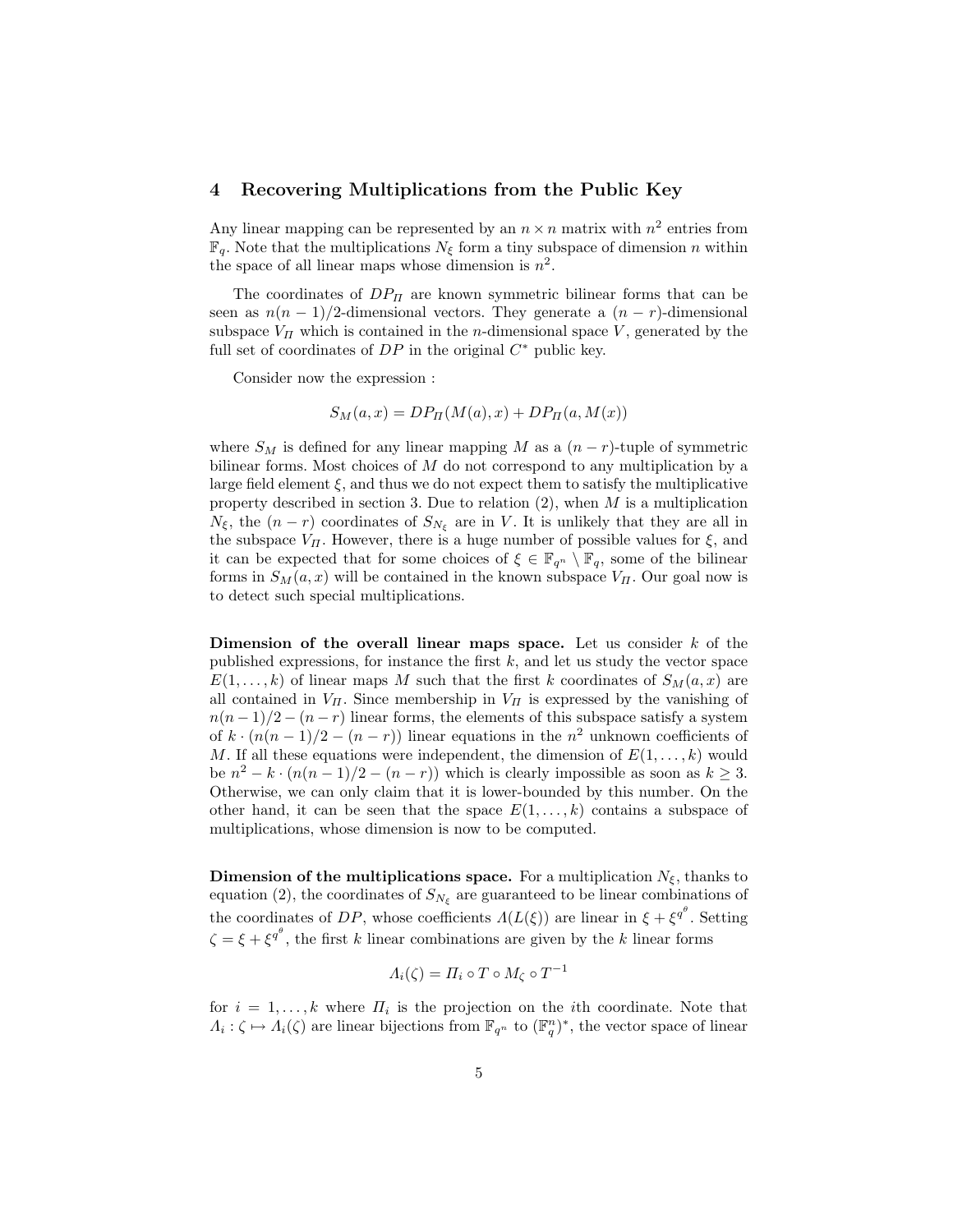## 4 Recovering Multiplications from the Public Key

Any linear mapping can be represented by an $n \times n$ matrix with $n^2$ entries from $\mathbb{F}_q$. Note that the multiplications $N_\xi$ form a tiny subspace of dimension $n$ within the space of all linear maps whose dimension is $n^2$.

The coordinates of $DP_\Pi$ are known symmetric bilinear forms that can be seen as $n(n-1)/2$-dimensional vectors. They generate a $(n-r)$-dimensional subspace $V_\Pi$ which is contained in the $n$-dimensional space $V$, generated by the full set of coordinates of $DP$ in the original $C^*$ public key.

Consider now the expression :

$$S_M(a,x) = DP_\Pi(M(a),x) + DP_\Pi(a,M(x))$$

where $S_M$ is defined for any linear mapping $M$ as a $(n-r)$-tuple of symmetric bilinear forms. Most choices of $M$ do not correspond to any multiplication by a large field element $\xi$, and thus we do not expect them to satisfy the multiplicative property described in section 3. Due to relation (2), when $M$ is a multiplication $N_\xi$, the $(n-r)$ coordinates of $S_{N_\xi}$ are in $V$. It is unlikely that they are all in the subspace $V_\Pi$. However, there is a huge number of possible values for $\xi$, and it can be expected that for some choices of $\xi \in \mathbb{F}_{q^n} \setminus \mathbb{F}_q$, some of the bilinear forms in $S_M(a,x)$ will be contained in the known subspace $V_\Pi$. Our goal now is to detect such special multiplications.

**Dimension of the overall linear maps space.** Let us consider $k$ of the published expressions, for instance the first $k$, and let us study the vector space $E(1,\ldots,k)$ of linear maps $M$ such that the first $k$ coordinates of $S_M(a,x)$ are all contained in $V_\Pi$. Since membership in $V_\Pi$ is expressed by the vanishing of $n(n-1)/2-(n-r)$ linear forms, the elements of this subspace satisfy a system of $k \cdot (n(n-1)/2-(n-r))$ linear equations in the $n^2$ unknown coefficients of $M$. If all these equations were independent, the dimension of $E(1,\ldots,k)$ would be $n^2 - k \cdot (n(n-1)/2-(n-r))$ which is clearly impossible as soon as $k \geq 3$. Otherwise, we can only claim that it is lower-bounded by this number. On the other hand, it can be seen that the space $E(1,\ldots,k)$ contains a subspace of multiplications, whose dimension is now to be computed.

**Dimension of the multiplications space.** For a multiplication $N_\xi$, thanks to equation (2), the coordinates of $S_{N_\xi}$ are guaranteed to be linear combinations of the coordinates of $DP$, whose coefficients $\Lambda(L(\xi))$ are linear in $\xi + \xi^{q^\theta}$. Setting $\zeta = \xi + \xi^{q^\theta}$, the first $k$ linear combinations are given by the $k$ linear forms

$$\Lambda_i(\zeta) = \Pi_i \circ T \circ M_\zeta \circ T^{-1}$$

for $i = 1,\ldots,k$ where $\Pi_i$ is the projection on the $i$th coordinate. Note that $\Lambda_i : \zeta \mapsto \Lambda_i(\zeta)$ are linear bijections from $\mathbb{F}_{q^n}$ to $(\mathbb{F}_q^n)^*$, the vector space of linear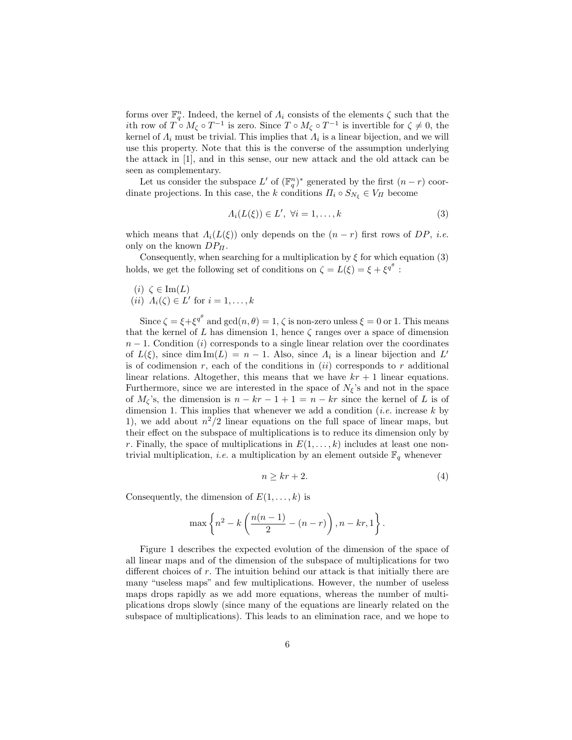forms over $\mathbb{F}_q^n$. Indeed, the kernel of $\Lambda_i$ consists of the elements $\zeta$ such that the $i$th row of $T \circ M_\zeta \circ T^{-1}$ is zero. Since $T \circ M_\zeta \circ T^{-1}$ is invertible for $\zeta \neq 0$, the kernel of $\Lambda_i$ must be trivial. This implies that $\Lambda_i$ is a linear bijection, and we will use this property. Note that this is the converse of the assumption underlying the attack in [1], and in this sense, our new attack and the old attack can be seen as complementary.

Let us consider the subspace $L'$ of $(\mathbb{F}_q^n)^*$ generated by the first $(n-r)$ coordinate projections. In this case, the $k$ conditions $\Pi_i \circ S_{N_\xi} \in V_\Pi$ become

$$\Lambda_i(L(\xi)) \in L', \ \forall i = 1, \ldots, k \tag{3}$$

which means that $\Lambda_i(L(\xi))$ only depends on the $(n-r)$ first rows of $DP$, *i.e.* only on the known $DP_\Pi$.

Consequently, when searching for a multiplication by $\xi$ for which equation (3) holds, we get the following set of conditions on $\zeta = L(\xi) = \xi + \xi^{q^\theta}$ :

$(i)$ $\zeta \in \mathrm{Im}(L)$
$(ii)$ $\Lambda_i(\zeta) \in L'$ for $i = 1, \ldots, k$

Since $\zeta = \xi + \xi^{q^\theta}$ and $\gcd(n, \theta) = 1$, $\zeta$ is non-zero unless $\xi = 0$ or 1. This means that the kernel of $L$ has dimension 1, hence $\zeta$ ranges over a space of dimension $n-1$. Condition $(i)$ corresponds to a single linear relation over the coordinates of $L(\xi)$, since $\dim \mathrm{Im}(L) = n - 1$. Also, since $\Lambda_i$ is a linear bijection and $L'$ is of codimension $r$, each of the conditions in $(ii)$ corresponds to $r$ additional linear relations. Altogether, this means that we have $kr + 1$ linear equations. Furthermore, since we are interested in the space of $N_\xi$'s and not in the space of $M_\zeta$'s, the dimension is $n - kr - 1 + 1 = n - kr$ since the kernel of $L$ is of dimension 1. This implies that whenever we add a condition (*i.e.* increase $k$ by 1), we add about $n^2/2$ linear equations on the full space of linear maps, but their effect on the subspace of multiplications is to reduce its dimension only by $r$. Finally, the space of multiplications in $E(1, \ldots, k)$ includes at least one non-trivial multiplication, *i.e.* a multiplication by an element outside $\mathbb{F}_q$ whenever

$$n \geq kr + 2. \tag{4}$$

Consequently, the dimension of $E(1, \ldots, k)$ is

$$\max \left\{ n^2 - k\left(\frac{n(n-1)}{2} - (n-r)\right), n - kr, 1 \right\}.$$

Figure 1 describes the expected evolution of the dimension of the space of all linear maps and of the dimension of the subspace of multiplications for two different choices of $r$. The intuition behind our attack is that initially there are many "useless maps" and few multiplications. However, the number of useless maps drops rapidly as we add more equations, whereas the number of multiplications drops slowly (since many of the equations are linearly related on the subspace of multiplications). This leads to an elimination race, and we hope to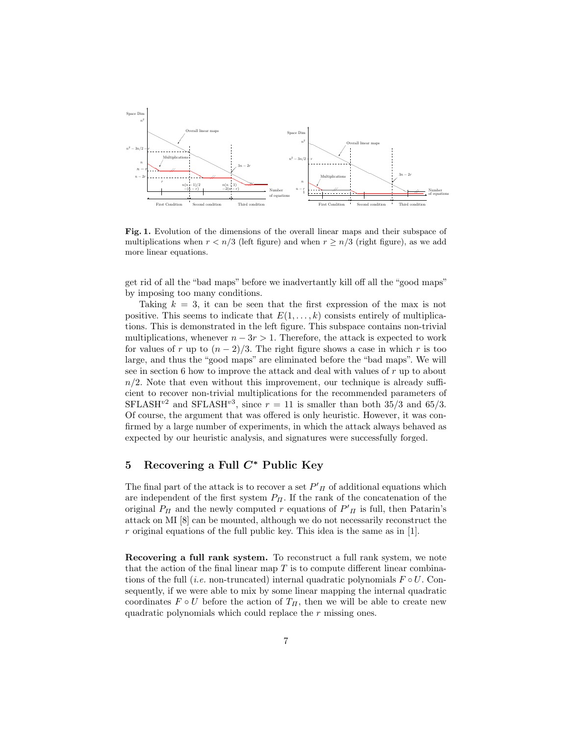**Fig. 1.** Evolution of the dimensions of the overall linear maps and their subspace of multiplications when $r < n/3$ (left figure) and when $r \geq n/3$ (right figure), as we add more linear equations.

get rid of all the "bad maps" before we inadvertantly kill off all the "good maps" by imposing too many conditions.

Taking $k = 3$, it can be seen that the first expression of the max is not positive. This seems to indicate that $E(1, \ldots, k)$ consists entirely of multiplications. This is demonstrated in the left figure. This subspace contains non-trivial multiplications, whenever $n - 3r > 1$. Therefore, the attack is expected to work for values of $r$ up to $(n-2)/3$. The right figure shows a case in which $r$ is too large, and thus the "good maps" are eliminated before the "bad maps". We will see in section 6 how to improve the attack and deal with values of $r$ up to about $n/2$. Note that even without this improvement, our technique is already sufficient to recover non-trivial multiplications for the recommended parameters of SFLASH$^{v2}$ and SFLASH$^{v3}$, since $r = 11$ is smaller than both $35/3$ and $65/3$. Of course, the argument that was offered is only heuristic. However, it was confirmed by a large number of experiments, in which the attack always behaved as expected by our heuristic analysis, and signatures were successfully forged.

## 5 Recovering a Full $C^*$ Public Key

The final part of the attack is to recover a set ${P'}_\Pi$ of additional equations which are independent of the first system $P_\Pi$. If the rank of the concatenation of the original $P_\Pi$ and the newly computed $r$ equations of ${P'}_\Pi$ is full, then Patarin's attack on MI [8] can be mounted, although we do not necessarily reconstruct the $r$ original equations of the full public key. This idea is the same as in [1].

**Recovering a full rank system.** To reconstruct a full rank system, we note that the action of the final linear map $T$ is to compute different linear combinations of the full (*i.e.* non-truncated) internal quadratic polynomials $F \circ U$. Consequently, if we were able to mix by some linear mapping the internal quadratic coordinates $F \circ U$ before the action of $T_\Pi$, then we will be able to create new quadratic polynomials which could replace the $r$ missing ones.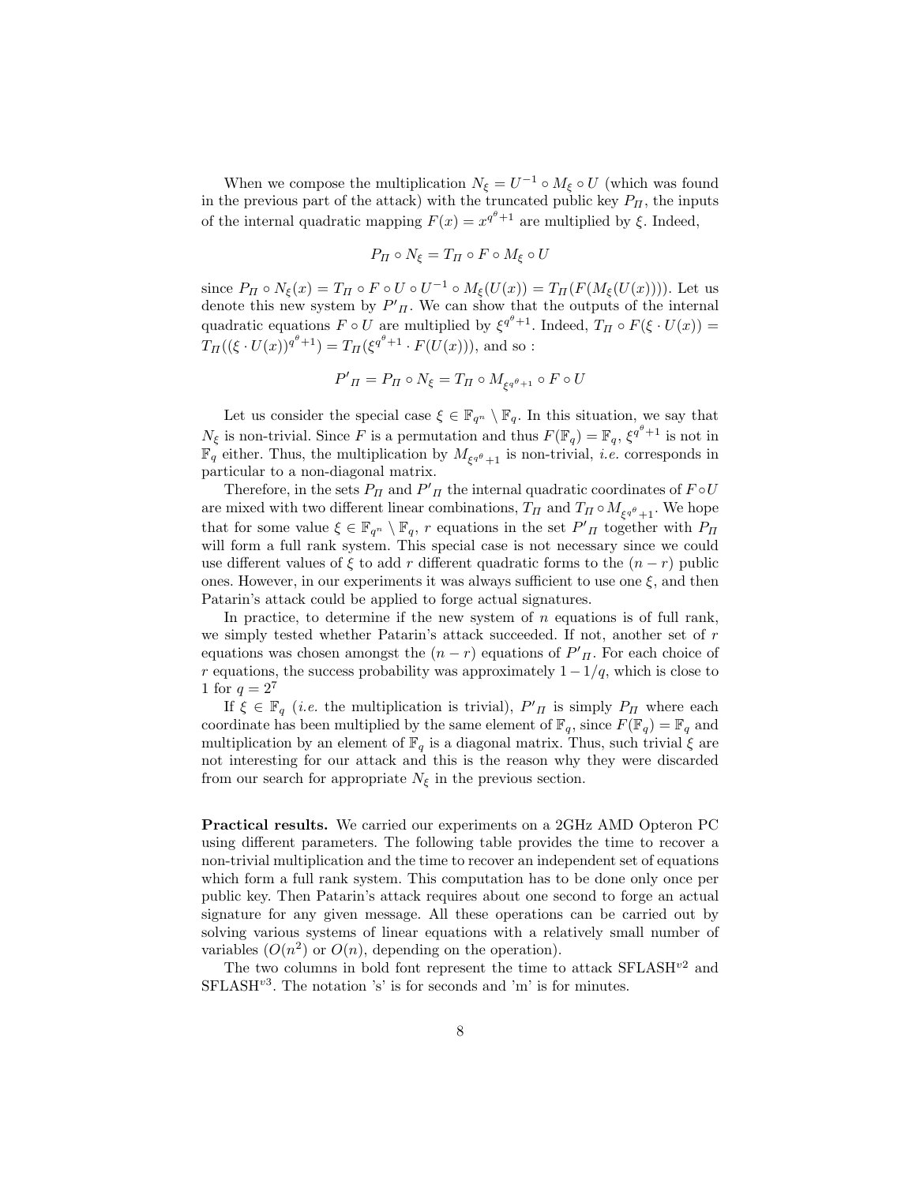When we compose the multiplication $N_\xi = U^{-1} \circ M_\xi \circ U$ (which was found in the previous part of the attack) with the truncated public key $P_\Pi$, the inputs of the internal quadratic mapping $F(x) = x^{q^\theta+1}$ are multiplied by $\xi$. Indeed,

$$P_\Pi \circ N_\xi = T_\Pi \circ F \circ M_\xi \circ U$$

since $P_\Pi \circ N_\xi(x) = T_\Pi \circ F \circ U \circ U^{-1} \circ M_\xi(U(x)) = T_\Pi(F(M_\xi(U(x))))$. Let us denote this new system by ${P'}_\Pi$. We can show that the outputs of the internal quadratic equations $F \circ U$ are multiplied by $\xi^{q^\theta+1}$. Indeed, $T_\Pi \circ F(\xi \cdot U(x)) = T_\Pi((\xi \cdot U(x))^{q^\theta+1}) = T_\Pi(\xi^{q^\theta+1} \cdot F(U(x)))$, and so :

$${P'}_\Pi = P_\Pi \circ N_\xi = T_\Pi \circ M_{\xi^{q^\theta+1}} \circ F \circ U$$

Let us consider the special case $\xi \in \mathbb{F}_{q^n} \setminus \mathbb{F}_q$. In this situation, we say that $N_\xi$ is non-trivial. Since $F$ is a permutation and thus $F(\mathbb{F}_q) = \mathbb{F}_q$, $\xi^{q^\theta+1}$ is not in $\mathbb{F}_q$ either. Thus, the multiplication by $M_{\xi^{q^\theta}+1}$ is non-trivial, *i.e.* corresponds in particular to a non-diagonal matrix.

Therefore, in the sets $P_\Pi$ and ${P'}_\Pi$ the internal quadratic coordinates of $F \circ U$ are mixed with two different linear combinations, $T_\Pi$ and $T_\Pi \circ M_{\xi^{q^\theta}+1}$. We hope that for some value $\xi \in \mathbb{F}_{q^n} \setminus \mathbb{F}_q$, $r$ equations in the set ${P'}_\Pi$ together with $P_\Pi$ will form a full rank system. This special case is not necessary since we could use different values of $\xi$ to add $r$ different quadratic forms to the $(n-r)$ public ones. However, in our experiments it was always sufficient to use one $\xi$, and then Patarin's attack could be applied to forge actual signatures.

In practice, to determine if the new system of $n$ equations is of full rank, we simply tested whether Patarin's attack succeeded. If not, another set of $r$ equations was chosen amongst the $(n-r)$ equations of ${P'}_\Pi$. For each choice of $r$ equations, the success probability was approximately $1 - 1/q$, which is close to 1 for $q = 2^7$

If $\xi \in \mathbb{F}_q$ (*i.e.* the multiplication is trivial), ${P'}_\Pi$ is simply $P_\Pi$ where each coordinate has been multiplied by the same element of $\mathbb{F}_q$, since $F(\mathbb{F}_q) = \mathbb{F}_q$ and multiplication by an element of $\mathbb{F}_q$ is a diagonal matrix. Thus, such trivial $\xi$ are not interesting for our attack and this is the reason why they were discarded from our search for appropriate $N_\xi$ in the previous section.

**Practical results.** We carried our experiments on a 2GHz AMD Opteron PC using different parameters. The following table provides the time to recover a non-trivial multiplication and the time to recover an independent set of equations which form a full rank system. This computation has to be done only once per public key. Then Patarin's attack requires about one second to forge an actual signature for any given message. All these operations can be carried out by solving various systems of linear equations with a relatively small number of variables ($O(n^2)$ or $O(n)$, depending on the operation).

The two columns in bold font represent the time to attack SFLASH$^{v2}$ and SFLASH$^{v3}$. The notation 's' is for seconds and 'm' is for minutes.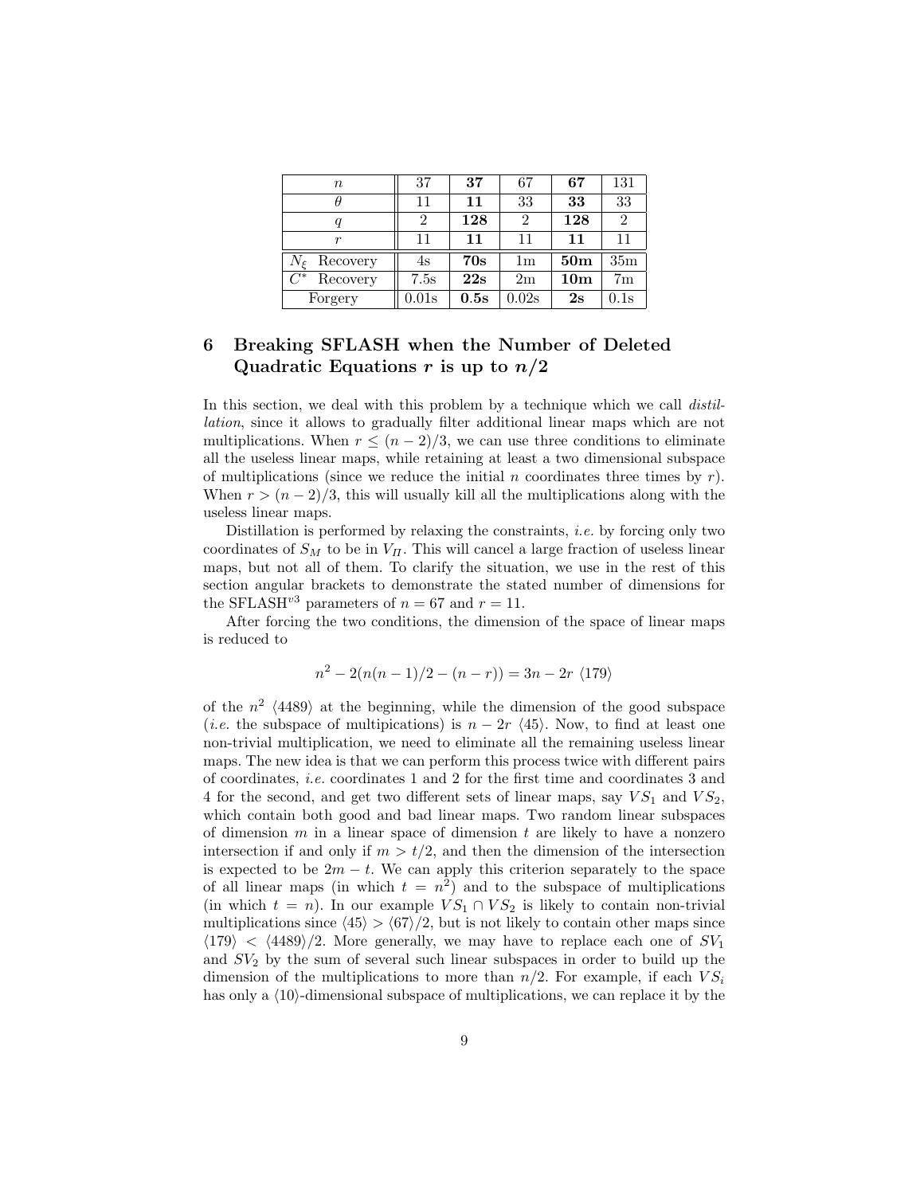| $n$ | 37 | **37** | 67 | **67** | 131 |
|---|---|---|---|---|---|
| $\theta$ | 11 | **11** | 33 | **33** | 33 |
| $q$ | 2 | **128** | 2 | **128** | 2 |
| $r$ | 11 | **11** | 11 | **11** | 11 |
| $N_\xi$ Recovery | 4s | **70s** | 1m | **50m** | 35m |
| $C^*$ Recovery | 7.5s | **22s** | 2m | **10m** | 7m |
| Forgery | 0.01s | **0.5s** | 0.02s | **2s** | 0.1s |

## 6 Breaking SFLASH when the Number of Deleted Quadratic Equations $r$ is up to $n/2$

In this section, we deal with this problem by a technique which we call *distillation*, since it allows to gradually filter additional linear maps which are not multiplications. When $r \leq (n-2)/3$, we can use three conditions to eliminate all the useless linear maps, while retaining at least a two dimensional subspace of multiplications (since we reduce the initial $n$ coordinates three times by $r$). When $r > (n-2)/3$, this will usually kill all the multiplications along with the useless linear maps.

Distillation is performed by relaxing the constraints, *i.e.* by forcing only two coordinates of $S_M$ to be in $V_\Pi$. This will cancel a large fraction of useless linear maps, but not all of them. To clarify the situation, we use in the rest of this section angular brackets to demonstrate the stated number of dimensions for the SFLASH$^{v3}$ parameters of $n = 67$ and $r = 11$.

After forcing the two conditions, the dimension of the space of linear maps is reduced to

$$n^2 - 2(n(n-1)/2 - (n-r)) = 3n - 2r \ \langle 179 \rangle$$

of the $n^2$ $\langle 4489 \rangle$ at the beginning, while the dimension of the good subspace (*i.e.* the subspace of multipications) is $n - 2r$ $\langle 45 \rangle$. Now, to find at least one non-trivial multiplication, we need to eliminate all the remaining useless linear maps. The new idea is that we can perform this process twice with different pairs of coordinates, *i.e.* coordinates 1 and 2 for the first time and coordinates 3 and 4 for the second, and get two different sets of linear maps, say $VS_1$ and $VS_2$, which contain both good and bad linear maps. Two random linear subspaces of dimension $m$ in a linear space of dimension $t$ are likely to have a nonzero intersection if and only if $m > t/2$, and then the dimension of the intersection is expected to be $2m - t$. We can apply this criterion separately to the space of all linear maps (in which $t = n^2$) and to the subspace of multiplications (in which $t = n$). In our example $VS_1 \cap VS_2$ is likely to contain non-trivial multiplications since $\langle 45 \rangle > \langle 67 \rangle/2$, but is not likely to contain other maps since $\langle 179 \rangle < \langle 4489 \rangle/2$. More generally, we may have to replace each one of $SV_1$ and $SV_2$ by the sum of several such linear subspaces in order to build up the dimension of the multiplications to more than $n/2$. For example, if each $VS_i$ has only a $\langle 10 \rangle$-dimensional subspace of multiplications, we can replace it by the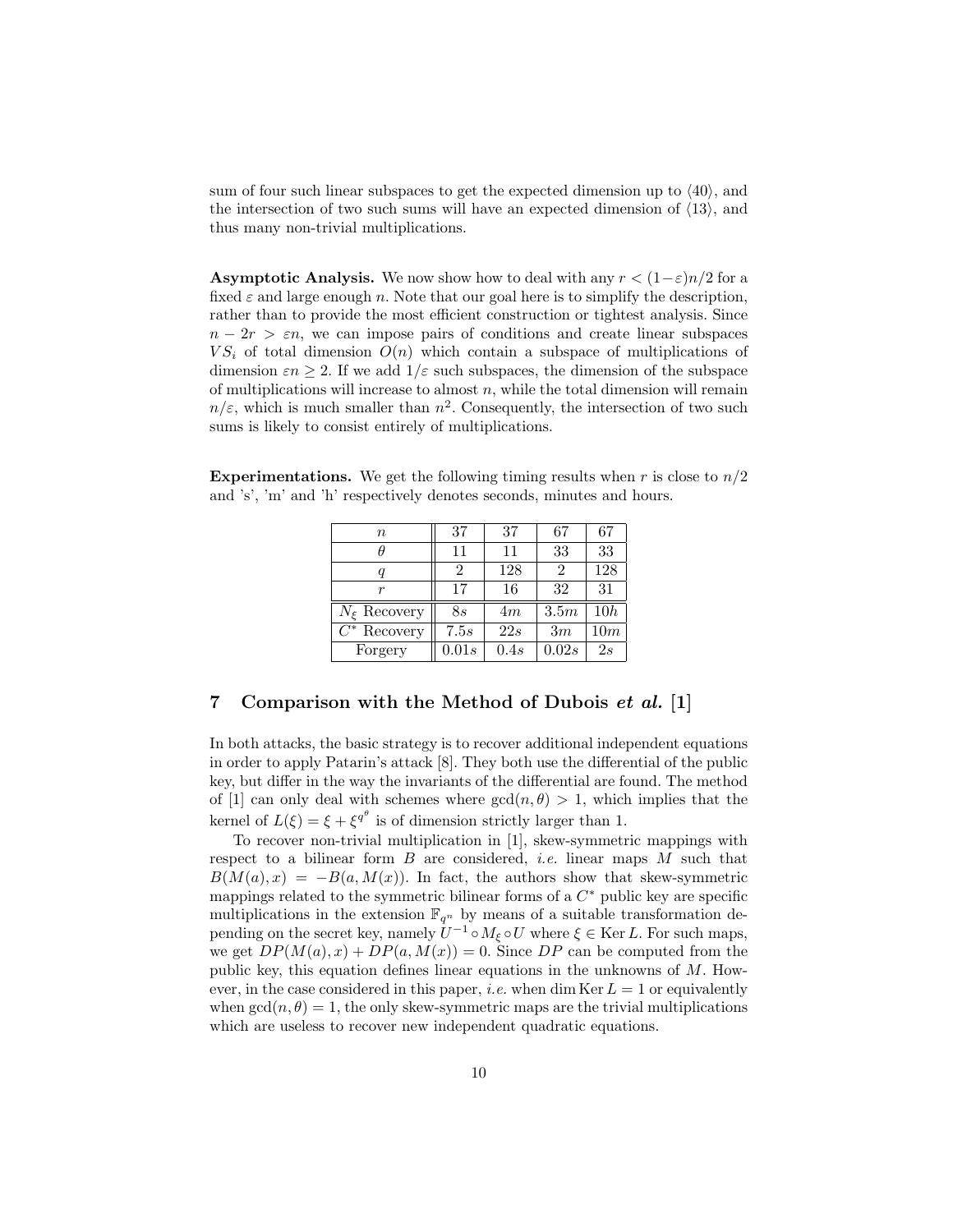sum of four such linear subspaces to get the expected dimension up to $\langle 40 \rangle$, and the intersection of two such sums will have an expected dimension of $\langle 13 \rangle$, and thus many non-trivial multiplications.

**Asymptotic Analysis.** We now show how to deal with any $r < (1-\varepsilon)n/2$ for a fixed $\varepsilon$ and large enough $n$. Note that our goal here is to simplify the description, rather than to provide the most efficient construction or tightest analysis. Since $n - 2r > \varepsilon n$, we can impose pairs of conditions and create linear subspaces $VS_i$ of total dimension $O(n)$ which contain a subspace of multiplications of dimension $\varepsilon n \geq 2$. If we add $1/\varepsilon$ such subspaces, the dimension of the subspace of multiplications will increase to almost $n$, while the total dimension will remain $n/\varepsilon$, which is much smaller than $n^2$. Consequently, the intersection of two such sums is likely to consist entirely of multiplications.

**Experimentations.** We get the following timing results when $r$ is close to $n/2$ and 's', 'm' and 'h' respectively denotes seconds, minutes and hours.

| $n$ | 37 | 37 | 67 | 67 |
|---|---|---|---|---|
| $\theta$ | 11 | 11 | 33 | 33 |
| $q$ | 2 | 128 | 2 | 128 |
| $r$ | 17 | 16 | 32 | 31 |
| $N_\xi$ Recovery | $8s$ | $4m$ | $3.5m$ | $10h$ |
| $C^*$ Recovery | $7.5s$ | $22s$ | $3m$ | $10m$ |
| Forgery | $0.01s$ | $0.4s$ | $0.02s$ | $2s$ |

## 7 Comparison with the Method of Dubois *et al.* [1]

In both attacks, the basic strategy is to recover additional independent equations in order to apply Patarin's attack [8]. They both use the differential of the public key, but differ in the way the invariants of the differential are found. The method of [1] can only deal with schemes where $\gcd(n, \theta) > 1$, which implies that the kernel of $L(\xi) = \xi + \xi^{q^\theta}$ is of dimension strictly larger than 1.

To recover non-trivial multiplication in [1], skew-symmetric mappings with respect to a bilinear form $B$ are considered, *i.e.* linear maps $M$ such that $B(M(a), x) = -B(a, M(x))$. In fact, the authors show that skew-symmetric mappings related to the symmetric bilinear forms of a $C^*$ public key are specific multiplications in the extension $\mathbb{F}_{q^n}$ by means of a suitable transformation depending on the secret key, namely $U^{-1} \circ M_\xi \circ U$ where $\xi \in \operatorname{Ker} L$. For such maps, we get $DP(M(a), x) + DP(a, M(x)) = 0$. Since $DP$ can be computed from the public key, this equation defines linear equations in the unknowns of $M$. However, in the case considered in this paper, *i.e.* when $\dim \operatorname{Ker} L = 1$ or equivalently when $\gcd(n, \theta) = 1$, the only skew-symmetric maps are the trivial multiplications which are useless to recover new independent quadratic equations.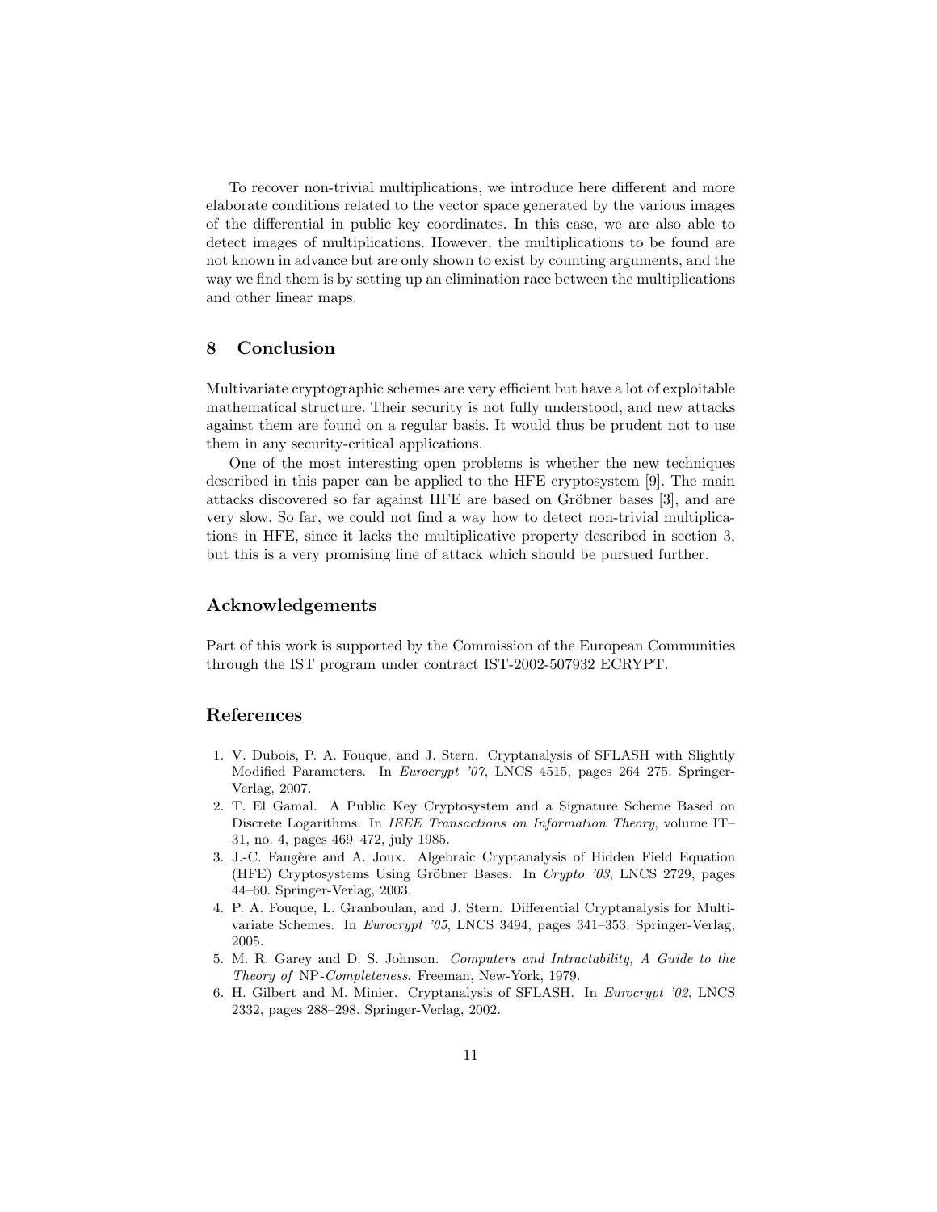To recover non-trivial multiplications, we introduce here different and more elaborate conditions related to the vector space generated by the various images of the differential in public key coordinates. In this case, we are also able to detect images of multiplications. However, the multiplications to be found are not known in advance but are only shown to exist by counting arguments, and the way we find them is by setting up an elimination race between the multiplications and other linear maps.

## 8 Conclusion

Multivariate cryptographic schemes are very efficient but have a lot of exploitable mathematical structure. Their security is not fully understood, and new attacks against them are found on a regular basis. It would thus be prudent not to use them in any security-critical applications.

One of the most interesting open problems is whether the new techniques described in this paper can be applied to the HFE cryptosystem [9]. The main attacks discovered so far against HFE are based on Gröbner bases [3], and are very slow. So far, we could not find a way how to detect non-trivial multiplications in HFE, since it lacks the multiplicative property described in section 3, but this is a very promising line of attack which should be pursued further.

## Acknowledgements

Part of this work is supported by the Commission of the European Communities through the IST program under contract IST-2002-507932 ECRYPT.

## References

1. V. Dubois, P. A. Fouque, and J. Stern. Cryptanalysis of SFLASH with Slightly Modified Parameters. In *Eurocrypt '07*, LNCS 4515, pages 264–275. Springer-Verlag, 2007.
2. T. El Gamal. A Public Key Cryptosystem and a Signature Scheme Based on Discrete Logarithms. In *IEEE Transactions on Information Theory*, volume IT–31, no. 4, pages 469–472, july 1985.
3. J.-C. Faugère and A. Joux. Algebraic Cryptanalysis of Hidden Field Equation (HFE) Cryptosystems Using Gröbner Bases. In *Crypto '03*, LNCS 2729, pages 44–60. Springer-Verlag, 2003.
4. P. A. Fouque, L. Granboulan, and J. Stern. Differential Cryptanalysis for Multivariate Schemes. In *Eurocrypt '05*, LNCS 3494, pages 341–353. Springer-Verlag, 2005.
5. M. R. Garey and D. S. Johnson. *Computers and Intractability, A Guide to the Theory of* NP*-Completeness*. Freeman, New-York, 1979.
6. H. Gilbert and M. Minier. Cryptanalysis of SFLASH. In *Eurocrypt '02*, LNCS 2332, pages 288–298. Springer-Verlag, 2002.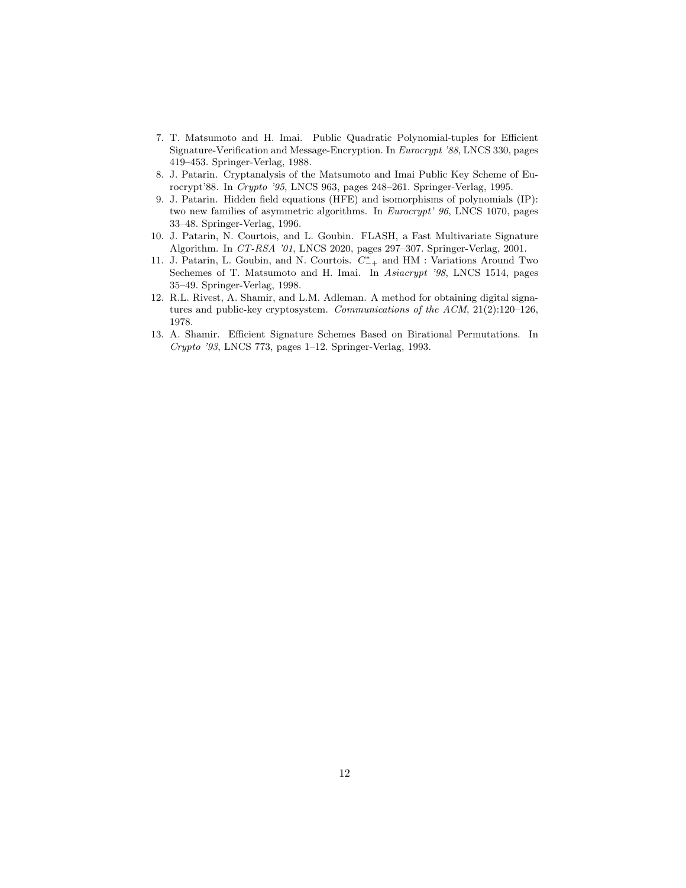7. T. Matsumoto and H. Imai. Public Quadratic Polynomial-tuples for Efficient Signature-Verification and Message-Encryption. In *Eurocrypt '88*, LNCS 330, pages 419–453. Springer-Verlag, 1988.
8. J. Patarin. Cryptanalysis of the Matsumoto and Imai Public Key Scheme of Eurocrypt'88. In *Crypto '95*, LNCS 963, pages 248–261. Springer-Verlag, 1995.
9. J. Patarin. Hidden field equations (HFE) and isomorphisms of polynomials (IP): two new families of asymmetric algorithms. In *Eurocrypt' 96*, LNCS 1070, pages 33–48. Springer-Verlag, 1996.
10. J. Patarin, N. Courtois, and L. Goubin. FLASH, a Fast Multivariate Signature Algorithm. In *CT-RSA '01*, LNCS 2020, pages 297–307. Springer-Verlag, 2001.
11. J. Patarin, L. Goubin, and N. Courtois. $C^*_{-+}$ and HM : Variations Around Two Sechemes of T. Matsumoto and H. Imai. In *Asiacrypt '98*, LNCS 1514, pages 35–49. Springer-Verlag, 1998.
12. R.L. Rivest, A. Shamir, and L.M. Adleman. A method for obtaining digital signatures and public-key cryptosystem. *Communications of the ACM*, 21(2):120–126, 1978.
13. A. Shamir. Efficient Signature Schemes Based on Birational Permutations. In *Crypto '93*, LNCS 773, pages 1–12. Springer-Verlag, 1993.